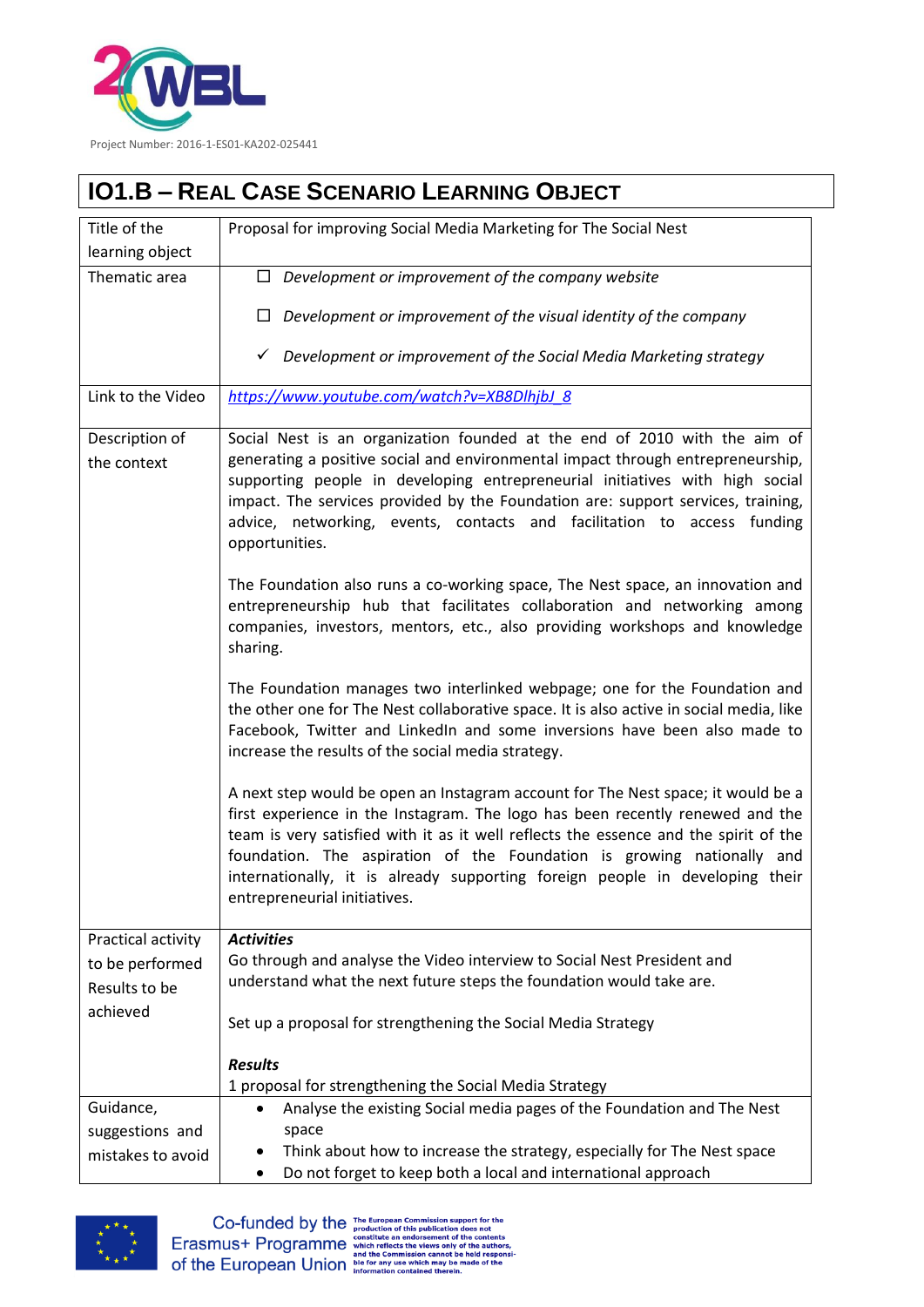Project Number: 2016-1-ES01-KA202-025441

# IO1.B – Real Case Scenario Learning Object

| Title of the learning object | Proposal for improving Social Media Marketing for The Social Nest |
|---|---|
| Thematic area | ☐ *Development or improvement of the company website*<br><br>☐ *Development or improvement of the visual identity of the company*<br><br>✓ *Development or improvement of the Social Media Marketing strategy* |
| Link to the Video | https://www.youtube.com/watch?v=XB8DlhjbJ_8 |
| Description of the context | Social Nest is an organization founded at the end of 2010 with the aim of generating a positive social and environmental impact through entrepreneurship, supporting people in developing entrepreneurial initiatives with high social impact. The services provided by the Foundation are: support services, training, advice, networking, events, contacts and facilitation to access funding opportunities.<br><br>The Foundation also runs a co-working space, The Nest space, an innovation and entrepreneurship hub that facilitates collaboration and networking among companies, investors, mentors, etc., also providing workshops and knowledge sharing.<br><br>The Foundation manages two interlinked webpage; one for the Foundation and the other one for The Nest collaborative space. It is also active in social media, like Facebook, Twitter and LinkedIn and some inversions have been also made to increase the results of the social media strategy.<br><br>A next step would be open an Instagram account for The Nest space; it would be a first experience in the Instagram. The logo has been recently renewed and the team is very satisfied with it as it well reflects the essence and the spirit of the foundation. The aspiration of the Foundation is growing nationally and internationally, it is already supporting foreign people in developing their entrepreneurial initiatives. |
| Practical activity to be performed Results to be achieved | ***Activities***<br>Go through and analyse the Video interview to Social Nest President and understand what the next future steps the foundation would take are.<br><br>Set up a proposal for strengthening the Social Media Strategy<br><br>***Results***<br>1 proposal for strengthening the Social Media Strategy |
| Guidance, suggestions and mistakes to avoid | • Analyse the existing Social media pages of the Foundation and The Nest space<br>• Think about how to increase the strategy, especially for The Nest space<br>• Do not forget to keep both a local and international approach |

Co-funded by the Erasmus+ Programme of the European Union

The European Commission support for the production of this publication does not constitute an endorsement of the contents which reflects the views only of the authors, and the Commission cannot be held responsible for any use which may be made of the information contained therein.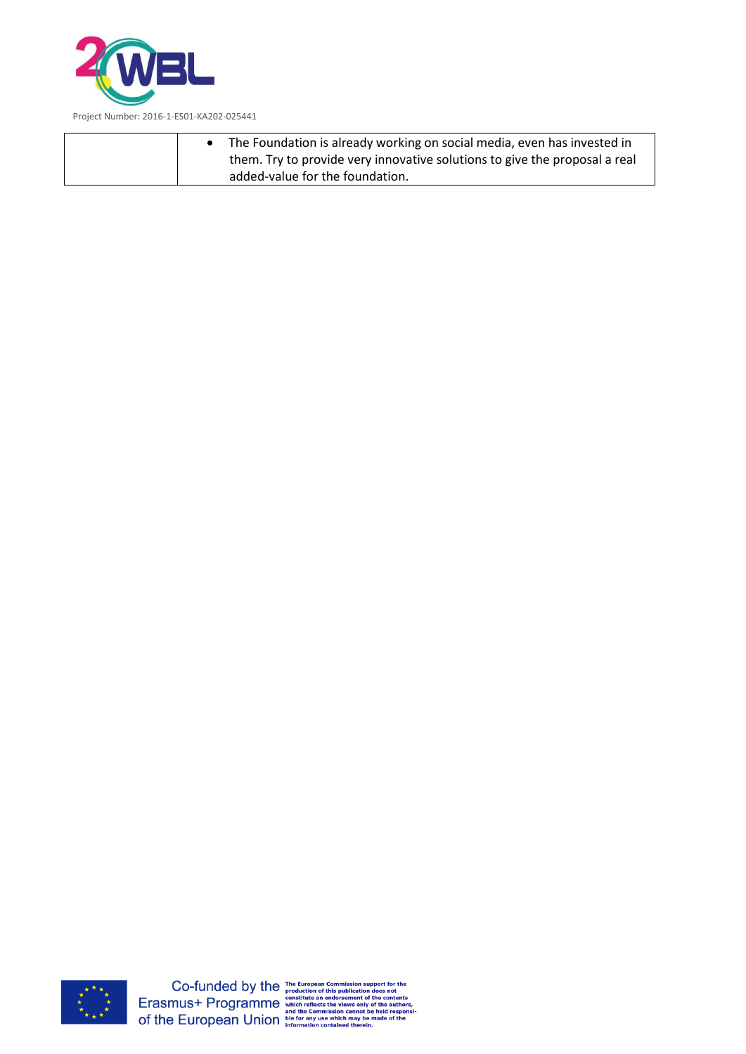| | |
|---|---|
| | • The Foundation is already working on social media, even has invested in them. Try to provide very innovative solutions to give the proposal a real added-value for the foundation. |